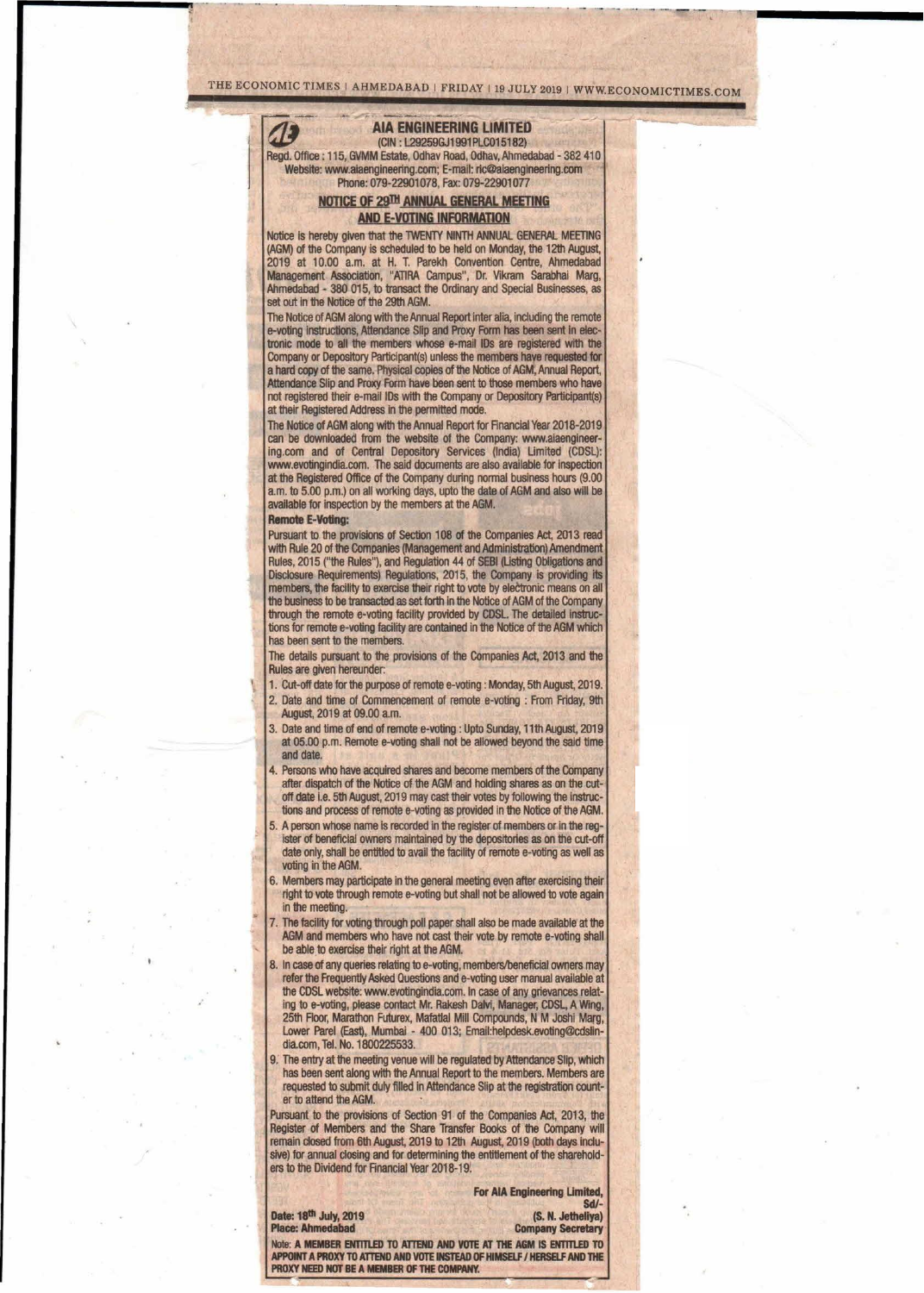# AIA ENGINEERING LIMITED

(CIN : L29259GJ1991PLC015182)

Regd. Office : 115, GVMM Estate, Odhav Road, Odhav, Ahmedabad - 382 410
Website: www.aiaengineering.com; E-mail: ric@aiaengineering.com
Phone: 079-22901078, Fax: 079-22901077

## NOTICE OF 29TH ANNUAL GENERAL MEETING AND E-VOTING INFORMATION

Notice is hereby given that the TWENTY NINTH ANNUAL GENERAL MEETING (AGM) of the Company is scheduled to be held on Monday, the 12th August, 2019 at 10.00 a.m. at H. T. Parekh Convention Centre, Ahmedabad Management Association, "ATIRA Campus", Dr. Vikram Sarabhai Marg, Ahmedabad - 380 015, to transact the Ordinary and Special Businesses, as set out in the Notice of the 29th AGM.

The Notice of AGM along with the Annual Report inter alia, including the remote e-voting instructions, Attendance Slip and Proxy Form has been sent in electronic mode to all the members whose e-mail IDs are registered with the Company or Depository Participant(s) unless the members have requested for a hard copy of the same. Physical copies of the Notice of AGM, Annual Report, Attendance Slip and Proxy Form have been sent to those members who have not registered their e-mail IDs with the Company or Depository Participant(s) at their Registered Address in the permitted mode.

The Notice of AGM along with the Annual Report for Financial Year 2018-2019 can be downloaded from the website of the Company: www.aiaengineering.com and of Central Depository Services (India) Limited (CDSL): www.evotingindia.com. The said documents are also available for inspection at the Registered Office of the Company during normal business hours (9.00 a.m. to 5.00 p.m.) on all working days, upto the date of AGM and also will be available for inspection by the members at the AGM.

**Remote E-Voting:**

Pursuant to the provisions of Section 108 of the Companies Act, 2013 read with Rule 20 of the Companies (Management and Administration) Amendment Rules, 2015 ("the Rules"), and Regulation 44 of SEBI (Listing Obligations and Disclosure Requirements) Regulations, 2015, the Company is providing its members, the facility to exercise their right to vote by electronic means on all the business to be transacted as set forth in the Notice of AGM of the Company through the remote e-voting facility provided by CDSL. The detailed instructions for remote e-voting facility are contained in the Notice of the AGM which has been sent to the members.

The details pursuant to the provisions of the Companies Act, 2013 and the Rules are given hereunder:

1. Cut-off date for the purpose of remote e-voting : Monday, 5th August, 2019.
2. Date and time of Commencement of remote e-voting : From Friday, 9th August, 2019 at 09.00 a.m.
3. Date and time of end of remote e-voting : Upto Sunday, 11th August, 2019 at 05.00 p.m. Remote e-voting shall not be allowed beyond the said time and date.
4. Persons who have acquired shares and become members of the Company after dispatch of the Notice of the AGM and holding shares as on the cut-off date i.e. 5th August, 2019 may cast their votes by following the instructions and process of remote e-voting as provided in the Notice of the AGM.
5. A person whose name is recorded in the register of members or in the register of beneficial owners maintained by the depositories as on the cut-off date only, shall be entitled to avail the facility of remote e-voting as well as voting in the AGM.
6. Members may participate in the general meeting even after exercising their right to vote through remote e-voting but shall not be allowed to vote again in the meeting.
7. The facility for voting through poll paper shall also be made available at the AGM and members who have not cast their vote by remote e-voting shall be able to exercise their right at the AGM.
8. In case of any queries relating to e-voting, members/beneficial owners may refer the Frequently Asked Questions and e-voting user manual available at the CDSL website: www.evotingindia.com. In case of any grievances relating to e-voting, please contact Mr. Rakesh Dalvi, Manager, CDSL, A Wing, 25th Floor, Marathon Futurex, Mafatlal Mill Compounds, N M Joshi Marg, Lower Parel (East), Mumbai - 400 013; Email:helpdesk.evoting@cdslindia.com, Tel. No. 1800225533.
9. The entry at the meeting venue will be regulated by Attendance Slip, which has been sent along with the Annual Report to the members. Members are requested to submit duly filled in Attendance Slip at the registration counter to attend the AGM.

Pursuant to the provisions of Section 91 of the Companies Act, 2013, the Register of Members and the Share Transfer Books of the Company will remain closed from 6th August, 2019 to 12th August, 2019 (both days inclusive) for annual closing and for determining the entitlement of the shareholders to the Dividend for Financial Year 2018-19.

**For AIA Engineering Limited,**
Sd/-
**(S. N. Jetheliya)**
**Company Secretary**

**Date: 18th July, 2019**
**Place: Ahmedabad**

**Note: A MEMBER ENTITLED TO ATTEND AND VOTE AT THE AGM IS ENTITLED TO APPOINT A PROXY TO ATTEND AND VOTE INSTEAD OF HIMSELF / HERSELF AND THE PROXY NEED NOT BE A MEMBER OF THE COMPANY.**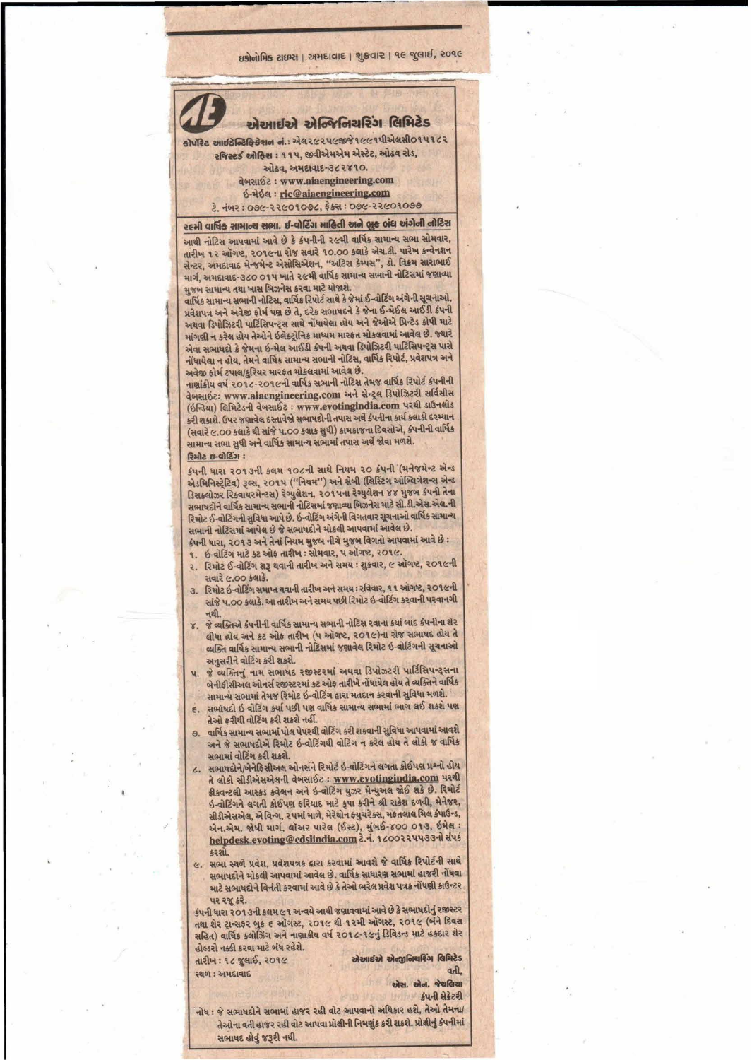# એઆઈએ એન્જિનિયરિંગ લિમિટેડ

કોર્પોરેટ આઈડેન્ટિફિકેશન નં.: એલ૨૯૨૫૯જીજે૧૯૯૧પીએલસી૦૧૫૧૮૨
રજિસ્ટર્ડ ઓફિસ : ૧૧૫, જીવીએમએમ એસ્ટેટ, ઓઢવ રોડ,
ઓઢવ, અમદાવાદ-૩૮૨૪૧૦.
વેબસાઈટ : www.aiaengineering.com
ઈ-મેઈલ : ric@aiaengineering.com
ટે. નંબર : ૦૭૯-૨૨૯૦૧૦૭૮, ફેક્સ : ૦૭૯-૨૨૯૦૧૦૭૭

## ૨૯મી વાર્ષિક સામાન્ય સભા, ઈ-વોટિંગ માહિતી અને બુક બંધ અંગેની નોટિસ

આથી નોટિસ આપવામાં આવે છે કે કંપનીની ૨૯મી વાર્ષિક સામાન્ય સભા સોમવાર, તારીખ ૧૨ ઓગસ્ટ, ૨૦૧૯ના રોજ સવારે ૧૦.૦૦ કલાકે એચ.ટી. પારેખ કન્વેનશન સેન્ટર, અમદાવાદ મેનેજમેન્ટ એસોસિએશન, "અટિરા કેમ્પસ", ડો. વિક્રમ સારાભાઈ માર્ગ, અમદાવાદ-૩૮૦ ૦૧૫ ખાતે ૨૯મી વાર્ષિક સામાન્ય સભાની નોટિસમાં જણાવ્યા મુજબ સામાન્ય તથા ખાસ બિઝનેસ કરવા માટે યોજાશે.

વાર્ષિક સામાન્ય સભાની નોટિસ, વાર્ષિક રિપોર્ટ સાથે કે જેમાં ઈ-વોટિંગ અંગેની સૂચનાઓ, પ્રવેશપત્ર અને અવેજી ફોર્મ પણ છે તે, દરેક સભાસદને કે જેના ઈ-મેઈલ આઈડી કંપની અથવા ડિપોઝિટરી પાર્ટિસિપન્ટ્સ સાથે નોંધાયેલા હોય અને જેઓએ પ્રિન્ટેડ કોપી માટે માંગણી ન કરેલ હોય તેઓને ઈલેક્ટ્રોનિક માધ્યમ મારફત મોકલવામાં આવેલ છે. જ્યારે એવા સભાસદો કે જેમના ઈ-મેલ આઈડી કંપની અથવા ડિપોઝિટરી પાર્ટિસિપન્ટ્સ પાસે નોંધાયેલા ન હોય, તેમને વાર્ષિક સામાન્ય સભાની નોટિસ, વાર્ષિક રિપોર્ટ, પ્રવેશપત્ર અને અવેજી ફોર્મ ટપાલ/કુરિયર મારફત મોકલવામાં આવેલ છે.

નાણાંકીય વર્ષ ૨૦૧૮-૨૦૧૯ની વાર્ષિક સભાની નોટિસ તેમજ વાર્ષિક રિપોર્ટ કંપનીની વેબસાઈટઃ www.aiaengineering.com અને સેન્ટ્રલ ડિપોઝિટરી સર્વિસીસ (ઇન્ડિયા) લિમિટેડની વેબસાઈટ : www.evotingindia.com પરથી ડાઉનલોડ કરી શકાશે. ઉપર જણાવેલ દસ્તાવેજો સભાસદોની તપાસ અર્થે કંપનીના કાર્ય કલાકો દરમ્યાન (સવારે ૯.૦૦ કલાકે થી સાંજે ૫.૦૦ કલાક સુધી) કામકાજના દિવસોએ, કંપનીની વાર્ષિક સામાન્ય સભા સુધી અને વાર્ષિક સામાન્ય સભામાં તપાસ અર્થે જોવા મળશે.

**રિમોટ ઈ-વોટિંગ :**

કંપની ધારા ૨૦૧૩ની કલમ ૧૦૮ની સાથે નિયમ ૨૦ કંપની (મેનેજમેન્ટ એન્ડ એડમિનિસ્ટ્રેટિવ) રૂલ્સ, ૨૦૧૫ ("નિયમ") અને સેબી (લિસ્ટિંગ ઓબ્લિગેશન્સ એન્ડ ડિસક્લોઝર રિક્વાયરમેન્ટ્સ) રેગ્યુલેશન, ૨૦૧૫ના રેગ્યુલેશન ૪૪ મુજબ કંપની તેના સભાસદોને વાર્ષિક સામાન્ય સભાની નોટિસમાં જણાવ્યા બિઝનેસ માટે સી.ડી.એસ.એલ.ની રિમોટ ઈ-વોટિંગની સુવિધા આપે છે. ઈ-વોટિંગ અંગેની વિગતવાર સૂચનાઓ વાર્ષિક સામાન્ય સભાની નોટિસમાં આપેલ છે જે સભાસદોને મોકલી આપવામાં આવેલ છે.

કંપની ધારા, ૨૦૧૩ અને તેનાં નિયમ મુજબ નીચે મુજબ વિગતો આપવામાં આવે છે :

૧. ઈ-વોટિંગ માટે કટ ઓફ તારીખ : સોમવાર, ૫ ઓગસ્ટ, ૨૦૧૯.
૨. રિમોટ ઈ-વોટિંગ શરૂ થવાની તારીખ અને સમય : શુક્રવાર, ૯ ઓગસ્ટ, ૨૦૧૯ની સવારે ૯.૦૦ કલાકે.
૩. રિમોટ ઈ-વોટિંગ સમાપ્ત થવાની તારીખ અને સમય : રવિવાર, ૧૧ ઓગસ્ટ, ૨૦૧૯ની સાંજે ૫.૦૦ કલાકે. આ તારીખ અને સમય પછી રિમોટ ઈ-વોટિંગ કરવાની પરવાનગી નથી.
૪. જે વ્યક્તિએ કંપનીની વાર્ષિક સામાન્ય સભાની નોટિસ રવાના કર્યા બાદ કંપનીના શેર લીધા હોય અને કટ ઓફ તારીખ (૫ ઓગસ્ટ, ૨૦૧૯)ના રોજ સભાસદ હોય તે વ્યક્તિ વાર્ષિક સામાન્ય સભાની નોટિસમાં જણાવેલ રિમોટ ઈ-વોટિંગની સૂચનાઓ અનુસરીને વોટિંગ કરી શકશે.
૫. જે વ્યક્તિનું નામ સભાસદ રજીસ્ટરમાં અથવા ડિપોઝીટરી પાર્ટિસિપન્ટ્સના બેનીફીસીઅલ ઓનર્સ રજીસ્ટરમાં કટ ઓફ તારીખે નોંધાયેલ હોય તે વ્યક્તિને વાર્ષિક સામાન્ય સભામાં તેમજ રિમોટ ઈ-વોટિંગ દ્વારા મતદાન કરવાની સુવિધા મળશે.
૬. સભાસદો ઈ-વોટિંગ કર્યા પછી પણ વાર્ષિક સામાન્ય સભામાં ભાગ લઈ શકશે પણ તેઓ ફરીથી વોટિંગ કરી શકશે નહીં.
૭. વાર્ષિક સામાન્ય સભામાં પોલ પેપરથી વોટિંગ કરી શકવાની સુવિધા આપવામાં આવશે અને જે સભાસદોએ રિમોટ ઈ-વોટિંગથી વોટિંગ ન કરેલ હોય તે લોકો જ વાર્ષિક સભામાં વોટિંગ કરી શકશે.
૮. સભાસદોને/બેનિફીસીઅલ ઓનર્સને રિમોટ ઈ-વોટિંગને લગતા કોઈપણ પ્રશ્નો હોય તે લોકો સીડીએસએલની વેબસાઈટ : www.evotingindia.com પરથી ફ્રીકવન્ટલી આસ્કડ ક્વેશ્ચન અને ઈ-વોટિંગ યુઝર મેન્યુઅલ જોઈ શકે છે. રિમોટ ઈ-વોટિંગને લગતી કોઈપણ ફરિયાદ માટે કૃપા કરીને શ્રી રાકેશ દળવી, મેનેજર, સીડીએસએલ, એ વિન્ગ, ૨૫માં માળે, મેરેથોન ફ્યુચરેક્સ, મફતલાલ મિલ કંપાઉન્ડ, એન.એમ. જોષી માર્ગ, લોઅર પારેલ (ઈસ્ટ), મુંબઈ-૪૦૦ ૦૧૩, ઈમેલ : helpdesk.evoting@cdslindia.com ટે.નં. ૧૮૦૦૨૨૫૫૩૩નો સંપર્ક કરશો.
૯. સભા સ્થળે પ્રવેશ, પ્રવેશપત્રક દ્વારા કરવામાં આવશે જે વાર્ષિક રિપોર્ટની સાથે સભાસદોને મોકલી આપવામાં આવેલ છે. વાર્ષિક સાધારણ સભામાં હાજરી નોંધવા માટે સભાસદોને વિનંતી કરવામાં આવે છે કે તેઓ ભરેલ પ્રવેશ પત્રક નોંધણી કાઉન્ટર પર રજૂ કરે.

કંપની ધારા ૨૦૧૩ની કલમ ૯૧ અન્વયે આથી જણાવવામાં આવે છે કે સભાસદોનું રજીસ્ટર તથા શેર ટ્રાન્સફર બુક ૬ ઓગસ્ટ, ૨૦૧૯ થી ૧૨મી ઓગસ્ટ, ૨૦૧૯ (બંને દિવસ સહિત) વાર્ષિક ક્લોઝિંગ અને નાણાકીય વર્ષ ૨૦૧૮-૧૯નું ડિવિડન્ડ માટે હકદાર શેર હોલ્ડરો નક્કી કરવા માટે બંધ રહેશે.

તારીખ : ૧૮ જુલાઈ, ૨૦૧૯
સ્થળ : અમદાવાદ

એઆઈએ એન્જીનિયરિંગ લિમિટેડ
વતી,
એસ. એન. જેતલિયા
કંપની સેક્રેટરી

નોંધ : જે સભાસદોને સભામાં હાજર રહી વોટ આપવાનો અધિકાર હશે, તેઓ તેમના/તેઓના વતી હાજર રહી વોટ આપવા પ્રોક્ષીની નિમણૂંક કરી શકશે. પ્રોક્ષીનું કંપનીમાં સભાસદ હોવું જરૂરી નથી.